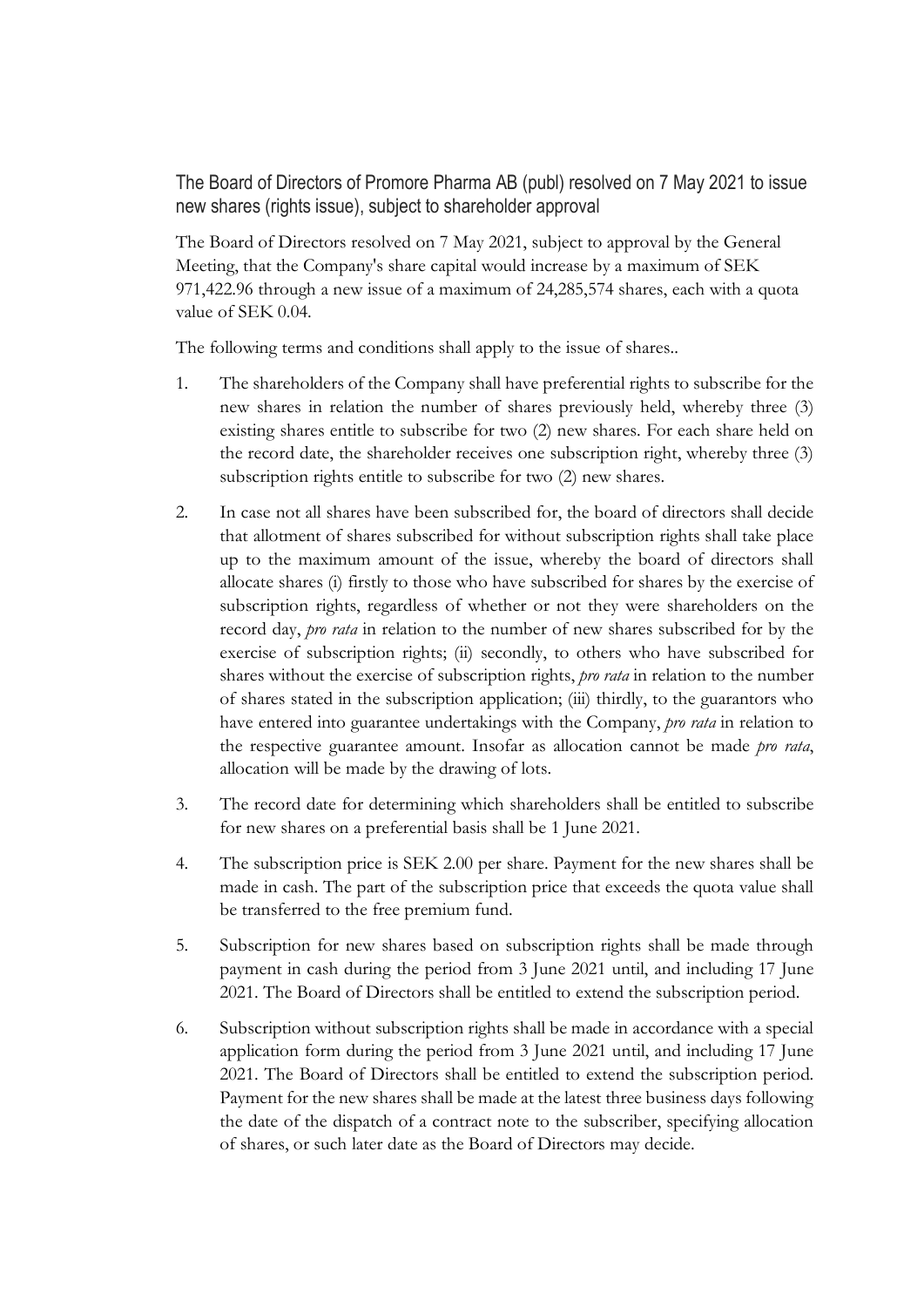# The Board of Directors of Promore Pharma AB (publ) resolved on 7 May 2021 to issue new shares (rights issue), subject to shareholder approval

The Board of Directors resolved on 7 May 2021, subject to approval by the General Meeting, that the Company's share capital would increase by a maximum of SEK 971,422.96 through a new issue of a maximum of 24,285,574 shares, each with a quota value of SEK 0.04.

The following terms and conditions shall apply to the issue of shares..

1. The shareholders of the Company shall have preferential rights to subscribe for the new shares in relation the number of shares previously held, whereby three (3) existing shares entitle to subscribe for two (2) new shares. For each share held on the record date, the shareholder receives one subscription right, whereby three (3) subscription rights entitle to subscribe for two (2) new shares.

2. In case not all shares have been subscribed for, the board of directors shall decide that allotment of shares subscribed for without subscription rights shall take place up to the maximum amount of the issue, whereby the board of directors shall allocate shares (i) firstly to those who have subscribed for shares by the exercise of subscription rights, regardless of whether or not they were shareholders on the record day, *pro rata* in relation to the number of new shares subscribed for by the exercise of subscription rights; (ii) secondly, to others who have subscribed for shares without the exercise of subscription rights, *pro rata* in relation to the number of shares stated in the subscription application; (iii) thirdly, to the guarantors who have entered into guarantee undertakings with the Company, *pro rata* in relation to the respective guarantee amount. Insofar as allocation cannot be made *pro rata*, allocation will be made by the drawing of lots.

3. The record date for determining which shareholders shall be entitled to subscribe for new shares on a preferential basis shall be 1 June 2021.

4. The subscription price is SEK 2.00 per share. Payment for the new shares shall be made in cash. The part of the subscription price that exceeds the quota value shall be transferred to the free premium fund.

5. Subscription for new shares based on subscription rights shall be made through payment in cash during the period from 3 June 2021 until, and including 17 June 2021. The Board of Directors shall be entitled to extend the subscription period.

6. Subscription without subscription rights shall be made in accordance with a special application form during the period from 3 June 2021 until, and including 17 June 2021. The Board of Directors shall be entitled to extend the subscription period. Payment for the new shares shall be made at the latest three business days following the date of the dispatch of a contract note to the subscriber, specifying allocation of shares, or such later date as the Board of Directors may decide.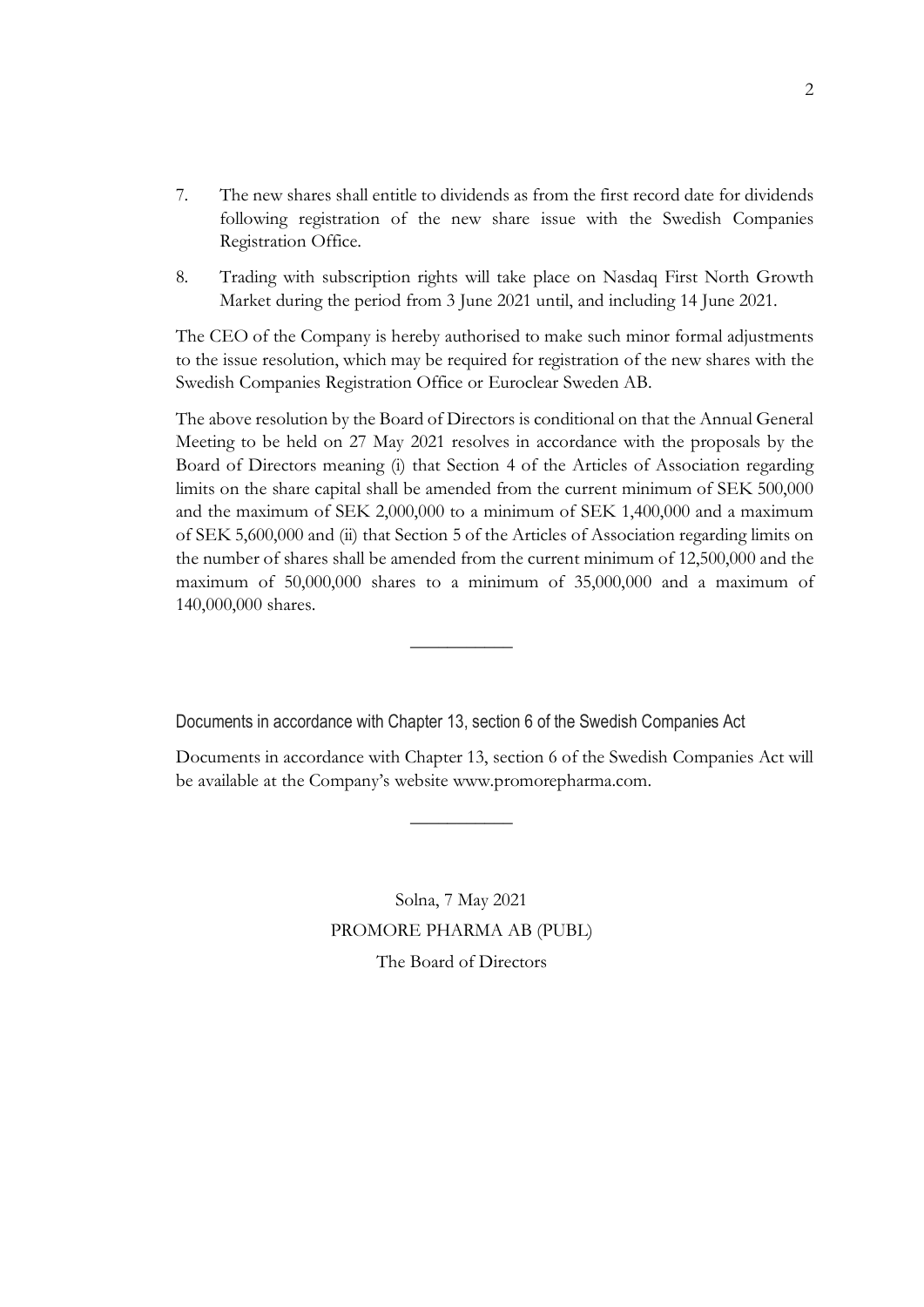7. The new shares shall entitle to dividends as from the first record date for dividends following registration of the new share issue with the Swedish Companies Registration Office.

8. Trading with subscription rights will take place on Nasdaq First North Growth Market during the period from 3 June 2021 until, and including 14 June 2021.

The CEO of the Company is hereby authorised to make such minor formal adjustments to the issue resolution, which may be required for registration of the new shares with the Swedish Companies Registration Office or Euroclear Sweden AB.

The above resolution by the Board of Directors is conditional on that the Annual General Meeting to be held on 27 May 2021 resolves in accordance with the proposals by the Board of Directors meaning (i) that Section 4 of the Articles of Association regarding limits on the share capital shall be amended from the current minimum of SEK 500,000 and the maximum of SEK 2,000,000 to a minimum of SEK 1,400,000 and a maximum of SEK 5,600,000 and (ii) that Section 5 of the Articles of Association regarding limits on the number of shares shall be amended from the current minimum of 12,500,000 and the maximum of 50,000,000 shares to a minimum of 35,000,000 and a maximum of 140,000,000 shares.

---

## Documents in accordance with Chapter 13, section 6 of the Swedish Companies Act

Documents in accordance with Chapter 13, section 6 of the Swedish Companies Act will be available at the Company's website www.promorepharma.com.

---

Solna, 7 May 2021

PROMORE PHARMA AB (PUBL)

The Board of Directors